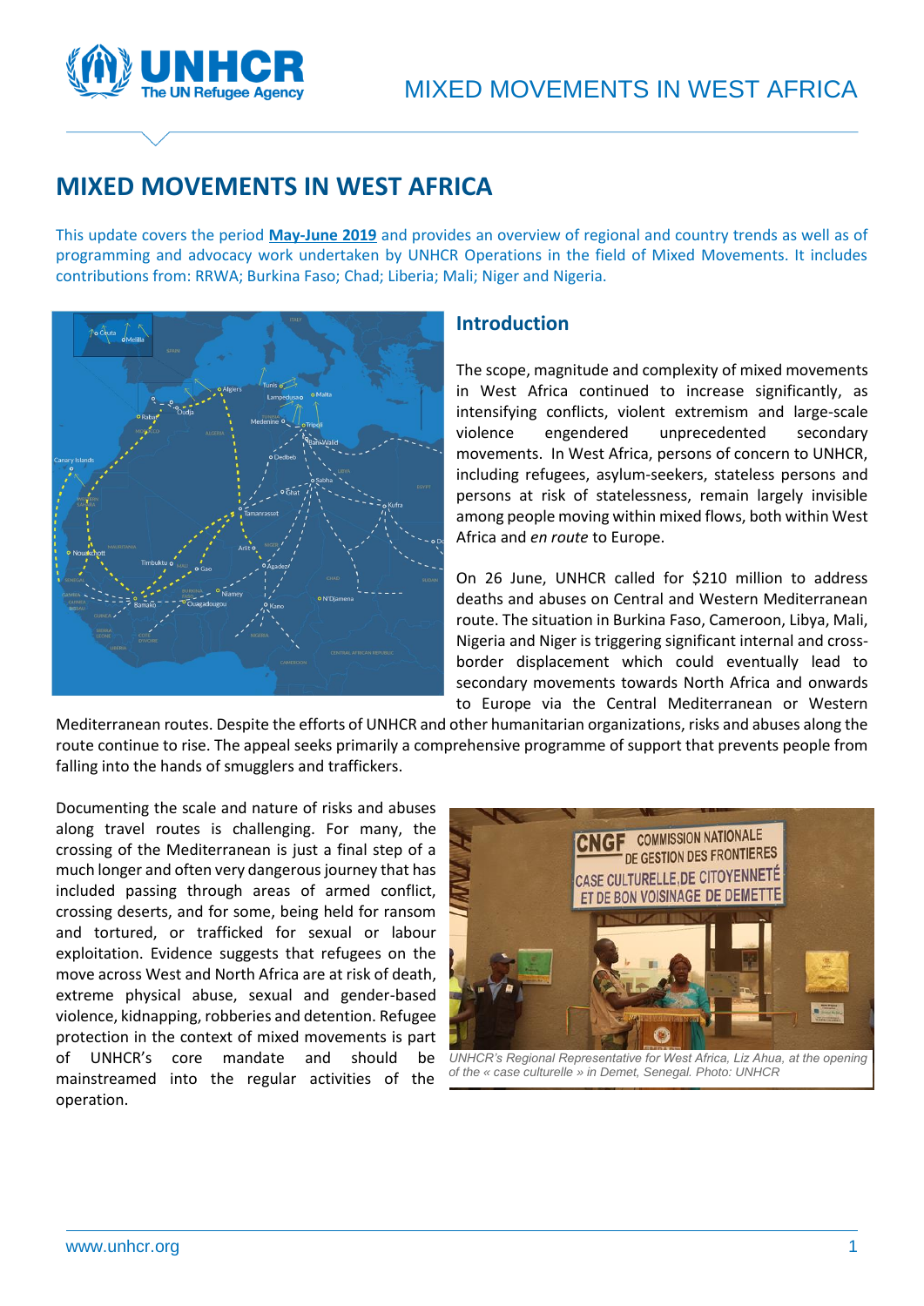# MIXED MOVEMENTS IN WEST AFRICA

This update covers the period **May-June 2019** and provides an overview of regional and country trends as well as of programming and advocacy work undertaken by UNHCR Operations in the field of Mixed Movements. It includes contributions from: RRWA; Burkina Faso; Chad; Liberia; Mali; Niger and Nigeria.

## Introduction

The scope, magnitude and complexity of mixed movements in West Africa continued to increase significantly, as intensifying conflicts, violent extremism and large-scale violence engendered unprecedented secondary movements. In West Africa, persons of concern to UNHCR, including refugees, asylum-seekers, stateless persons and persons at risk of statelessness, remain largely invisible among people moving within mixed flows, both within West Africa and *en route* to Europe.

On 26 June, UNHCR called for $210 million to address deaths and abuses on Central and Western Mediterranean route. The situation in Burkina Faso, Cameroon, Libya, Mali, Nigeria and Niger is triggering significant internal and cross-border displacement which could eventually lead to secondary movements towards North Africa and onwards to Europe via the Central Mediterranean or Western Mediterranean routes. Despite the efforts of UNHCR and other humanitarian organizations, risks and abuses along the route continue to rise. The appeal seeks primarily a comprehensive programme of support that prevents people from falling into the hands of smugglers and traffickers.

Documenting the scale and nature of risks and abuses along travel routes is challenging. For many, the crossing of the Mediterranean is just a final step of a much longer and often very dangerous journey that has included passing through areas of armed conflict, crossing deserts, and for some, being held for ransom and tortured, or trafficked for sexual or labour exploitation. Evidence suggests that refugees on the move across West and North Africa are at risk of death, extreme physical abuse, sexual and gender-based violence, kidnapping, robberies and detention. Refugee protection in the context of mixed movements is part of UNHCR's core mandate and should be mainstreamed into the regular activities of the operation.

*UNHCR's Regional Representative for West Africa, Liz Ahua, at the opening of the « case culturelle » in Demet, Senegal. Photo: UNHCR*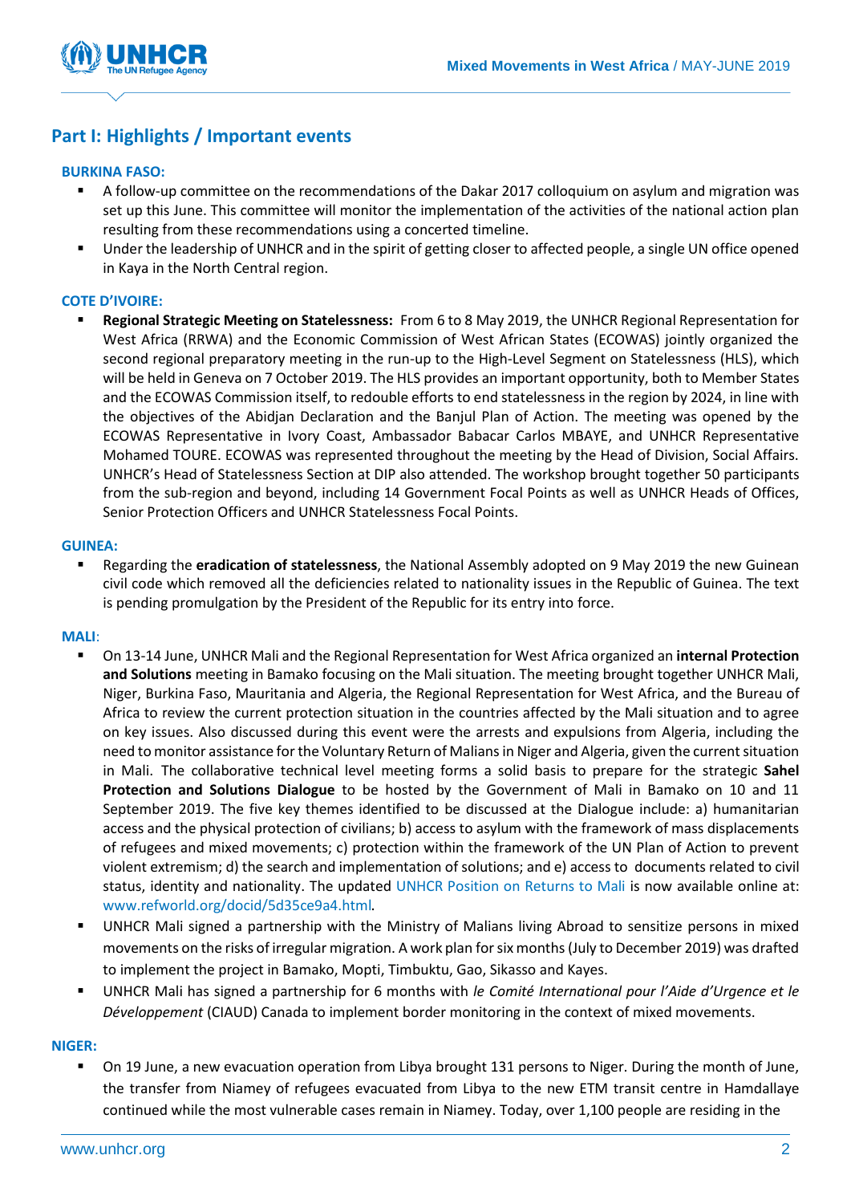## Part I: Highlights / Important events

**BURKINA FASO:**

- A follow-up committee on the recommendations of the Dakar 2017 colloquium on asylum and migration was set up this June. This committee will monitor the implementation of the activities of the national action plan resulting from these recommendations using a concerted timeline.
- Under the leadership of UNHCR and in the spirit of getting closer to affected people, a single UN office opened in Kaya in the North Central region.

**COTE D'IVOIRE:**

- **Regional Strategic Meeting on Statelessness:** From 6 to 8 May 2019, the UNHCR Regional Representation for West Africa (RRWA) and the Economic Commission of West African States (ECOWAS) jointly organized the second regional preparatory meeting in the run-up to the High-Level Segment on Statelessness (HLS), which will be held in Geneva on 7 October 2019. The HLS provides an important opportunity, both to Member States and the ECOWAS Commission itself, to redouble efforts to end statelessness in the region by 2024, in line with the objectives of the Abidjan Declaration and the Banjul Plan of Action. The meeting was opened by the ECOWAS Representative in Ivory Coast, Ambassador Babacar Carlos MBAYE, and UNHCR Representative Mohamed TOURE. ECOWAS was represented throughout the meeting by the Head of Division, Social Affairs. UNHCR's Head of Statelessness Section at DIP also attended. The workshop brought together 50 participants from the sub-region and beyond, including 14 Government Focal Points as well as UNHCR Heads of Offices, Senior Protection Officers and UNHCR Statelessness Focal Points.

**GUINEA:**

- Regarding the **eradication of statelessness**, the National Assembly adopted on 9 May 2019 the new Guinean civil code which removed all the deficiencies related to nationality issues in the Republic of Guinea. The text is pending promulgation by the President of the Republic for its entry into force.

**MALI**:

- On 13-14 June, UNHCR Mali and the Regional Representation for West Africa organized an **internal Protection and Solutions** meeting in Bamako focusing on the Mali situation. The meeting brought together UNHCR Mali, Niger, Burkina Faso, Mauritania and Algeria, the Regional Representation for West Africa, and the Bureau of Africa to review the current protection situation in the countries affected by the Mali situation and to agree on key issues. Also discussed during this event were the arrests and expulsions from Algeria, including the need to monitor assistance for the Voluntary Return of Malians in Niger and Algeria, given the current situation in Mali. The collaborative technical level meeting forms a solid basis to prepare for the strategic **Sahel Protection and Solutions Dialogue** to be hosted by the Government of Mali in Bamako on 10 and 11 September 2019. The five key themes identified to be discussed at the Dialogue include: a) humanitarian access and the physical protection of civilians; b) access to asylum with the framework of mass displacements of refugees and mixed movements; c) protection within the framework of the UN Plan of Action to prevent violent extremism; d) the search and implementation of solutions; and e) access to documents related to civil status, identity and nationality. The updated UNHCR Position on Returns to Mali is now available online at: www.refworld.org/docid/5d35ce9a4.html.
- UNHCR Mali signed a partnership with the Ministry of Malians living Abroad to sensitize persons in mixed movements on the risks of irregular migration. A work plan for six months (July to December 2019) was drafted to implement the project in Bamako, Mopti, Timbuktu, Gao, Sikasso and Kayes.
- UNHCR Mali has signed a partnership for 6 months with *le Comité International pour l'Aide d'Urgence et le Développement* (CIAUD) Canada to implement border monitoring in the context of mixed movements.

**NIGER:**

- On 19 June, a new evacuation operation from Libya brought 131 persons to Niger. During the month of June, the transfer from Niamey of refugees evacuated from Libya to the new ETM transit centre in Hamdallaye continued while the most vulnerable cases remain in Niamey. Today, over 1,100 people are residing in the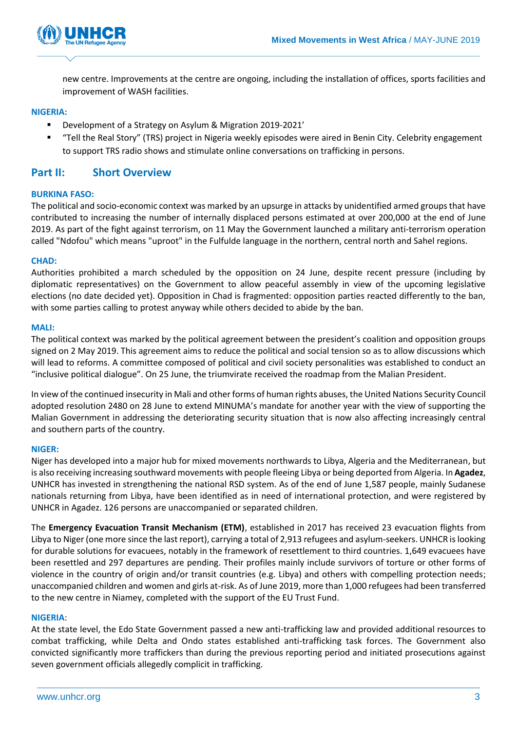new centre. Improvements at the centre are ongoing, including the installation of offices, sports facilities and improvement of WASH facilities.

**NIGERIA:**

- Development of a Strategy on Asylum & Migration 2019-2021'
- "Tell the Real Story" (TRS) project in Nigeria weekly episodes were aired in Benin City. Celebrity engagement to support TRS radio shows and stimulate online conversations on trafficking in persons.

## Part II: Short Overview

**BURKINA FASO:**

The political and socio-economic context was marked by an upsurge in attacks by unidentified armed groups that have contributed to increasing the number of internally displaced persons estimated at over 200,000 at the end of June 2019. As part of the fight against terrorism, on 11 May the Government launched a military anti-terrorism operation called "Ndofou" which means "uproot" in the Fulfulde language in the northern, central north and Sahel regions.

**CHAD:**

Authorities prohibited a march scheduled by the opposition on 24 June, despite recent pressure (including by diplomatic representatives) on the Government to allow peaceful assembly in view of the upcoming legislative elections (no date decided yet). Opposition in Chad is fragmented: opposition parties reacted differently to the ban, with some parties calling to protest anyway while others decided to abide by the ban.

**MALI:**

The political context was marked by the political agreement between the president's coalition and opposition groups signed on 2 May 2019. This agreement aims to reduce the political and social tension so as to allow discussions which will lead to reforms. A committee composed of political and civil society personalities was established to conduct an "inclusive political dialogue". On 25 June, the triumvirate received the roadmap from the Malian President.

In view of the continued insecurity in Mali and other forms of human rights abuses, the United Nations Security Council adopted resolution 2480 on 28 June to extend MINUMA's mandate for another year with the view of supporting the Malian Government in addressing the deteriorating security situation that is now also affecting increasingly central and southern parts of the country.

**NIGER:**

Niger has developed into a major hub for mixed movements northwards to Libya, Algeria and the Mediterranean, but is also receiving increasing southward movements with people fleeing Libya or being deported from Algeria. In **Agadez**, UNHCR has invested in strengthening the national RSD system. As of the end of June 1,587 people, mainly Sudanese nationals returning from Libya, have been identified as in need of international protection, and were registered by UNHCR in Agadez. 126 persons are unaccompanied or separated children.

The **Emergency Evacuation Transit Mechanism (ETM)**, established in 2017 has received 23 evacuation flights from Libya to Niger (one more since the last report), carrying a total of 2,913 refugees and asylum-seekers. UNHCR is looking for durable solutions for evacuees, notably in the framework of resettlement to third countries. 1,649 evacuees have been resettled and 297 departures are pending. Their profiles mainly include survivors of torture or other forms of violence in the country of origin and/or transit countries (e.g. Libya) and others with compelling protection needs; unaccompanied children and women and girls at-risk. As of June 2019, more than 1,000 refugees had been transferred to the new centre in Niamey, completed with the support of the EU Trust Fund.

**NIGERIA**:

At the state level, the Edo State Government passed a new anti-trafficking law and provided additional resources to combat trafficking, while Delta and Ondo states established anti-trafficking task forces. The Government also convicted significantly more traffickers than during the previous reporting period and initiated prosecutions against seven government officials allegedly complicit in trafficking.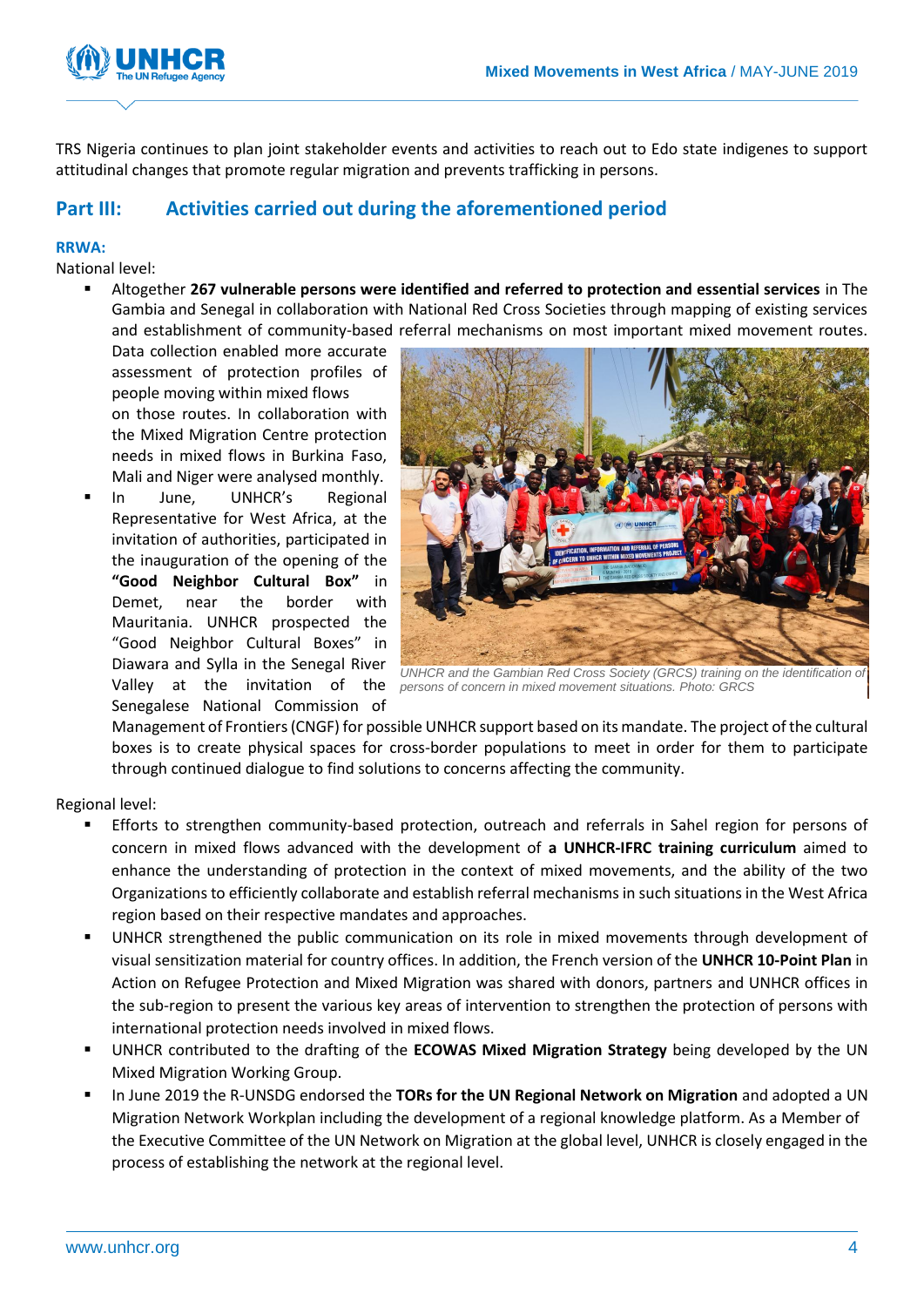TRS Nigeria continues to plan joint stakeholder events and activities to reach out to Edo state indigenes to support attitudinal changes that promote regular migration and prevents trafficking in persons.

## Part III: Activities carried out during the aforementioned period

### RRWA:

National level:

- Altogether **267 vulnerable persons were identified and referred to protection and essential services** in The Gambia and Senegal in collaboration with National Red Cross Societies through mapping of existing services and establishment of community-based referral mechanisms on most important mixed movement routes. Data collection enabled more accurate assessment of protection profiles of people moving within mixed flows on those routes. In collaboration with the Mixed Migration Centre protection needs in mixed flows in Burkina Faso, Mali and Niger were analysed monthly.
- In June, UNHCR's Regional Representative for West Africa, at the invitation of authorities, participated in the inauguration of the opening of the **"Good Neighbor Cultural Box"** in Demet, near the border with Mauritania. UNHCR prospected the "Good Neighbor Cultural Boxes" in Diawara and Sylla in the Senegal River Valley at the invitation of the Senegalese National Commission of Management of Frontiers (CNGF) for possible UNHCR support based on its mandate. The project of the cultural boxes is to create physical spaces for cross-border populations to meet in order for them to participate through continued dialogue to find solutions to concerns affecting the community.

*UNHCR and the Gambian Red Cross Society (GRCS) training on the identification of persons of concern in mixed movement situations. Photo: GRCS*

Regional level:

- Efforts to strengthen community-based protection, outreach and referrals in Sahel region for persons of concern in mixed flows advanced with the development of **a UNHCR-IFRC training curriculum** aimed to enhance the understanding of protection in the context of mixed movements, and the ability of the two Organizations to efficiently collaborate and establish referral mechanisms in such situations in the West Africa region based on their respective mandates and approaches.
- UNHCR strengthened the public communication on its role in mixed movements through development of visual sensitization material for country offices. In addition, the French version of the **UNHCR 10-Point Plan** in Action on Refugee Protection and Mixed Migration was shared with donors, partners and UNHCR offices in the sub-region to present the various key areas of intervention to strengthen the protection of persons with international protection needs involved in mixed flows.
- UNHCR contributed to the drafting of the **ECOWAS Mixed Migration Strategy** being developed by the UN Mixed Migration Working Group.
- In June 2019 the R-UNSDG endorsed the **TORs for the UN Regional Network on Migration** and adopted a UN Migration Network Workplan including the development of a regional knowledge platform. As a Member of the Executive Committee of the UN Network on Migration at the global level, UNHCR is closely engaged in the process of establishing the network at the regional level.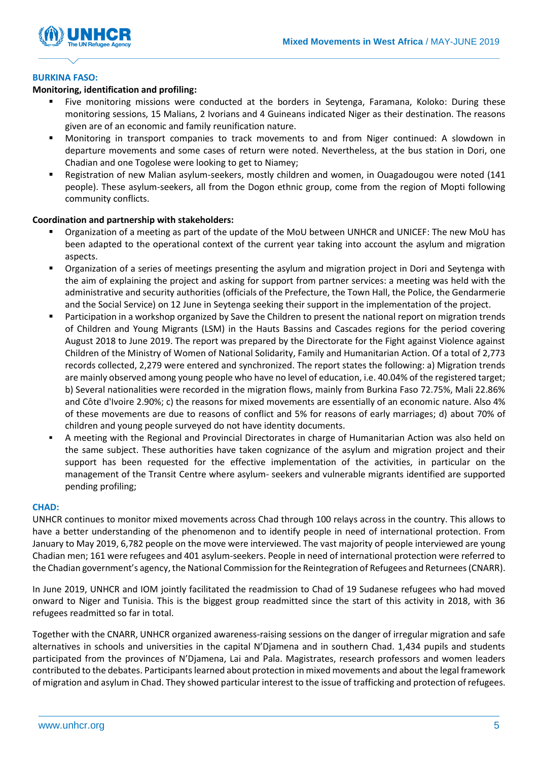## BURKINA FASO:

**Monitoring, identification and profiling:**

- Five monitoring missions were conducted at the borders in Seytenga, Faramana, Koloko: During these monitoring sessions, 15 Malians, 2 Ivorians and 4 Guineans indicated Niger as their destination. The reasons given are of an economic and family reunification nature.
- Monitoring in transport companies to track movements to and from Niger continued: A slowdown in departure movements and some cases of return were noted. Nevertheless, at the bus station in Dori, one Chadian and one Togolese were looking to get to Niamey;
- Registration of new Malian asylum-seekers, mostly children and women, in Ouagadougou were noted (141 people). These asylum-seekers, all from the Dogon ethnic group, come from the region of Mopti following community conflicts.

**Coordination and partnership with stakeholders:**

- Organization of a meeting as part of the update of the MoU between UNHCR and UNICEF: The new MoU has been adapted to the operational context of the current year taking into account the asylum and migration aspects.
- Organization of a series of meetings presenting the asylum and migration project in Dori and Seytenga with the aim of explaining the project and asking for support from partner services: a meeting was held with the administrative and security authorities (officials of the Prefecture, the Town Hall, the Police, the Gendarmerie and the Social Service) on 12 June in Seytenga seeking their support in the implementation of the project.
- Participation in a workshop organized by Save the Children to present the national report on migration trends of Children and Young Migrants (LSM) in the Hauts Bassins and Cascades regions for the period covering August 2018 to June 2019. The report was prepared by the Directorate for the Fight against Violence against Children of the Ministry of Women of National Solidarity, Family and Humanitarian Action. Of a total of 2,773 records collected, 2,279 were entered and synchronized. The report states the following: a) Migration trends are mainly observed among young people who have no level of education, i.e. 40.04% of the registered target; b) Several nationalities were recorded in the migration flows, mainly from Burkina Faso 72.75%, Mali 22.86% and Côte d'Ivoire 2.90%; c) the reasons for mixed movements are essentially of an economic nature. Also 4% of these movements are due to reasons of conflict and 5% for reasons of early marriages; d) about 70% of children and young people surveyed do not have identity documents.
- A meeting with the Regional and Provincial Directorates in charge of Humanitarian Action was also held on the same subject. These authorities have taken cognizance of the asylum and migration project and their support has been requested for the effective implementation of the activities, in particular on the management of the Transit Centre where asylum- seekers and vulnerable migrants identified are supported pending profiling;

## CHAD:

UNHCR continues to monitor mixed movements across Chad through 100 relays across in the country. This allows to have a better understanding of the phenomenon and to identify people in need of international protection. From January to May 2019, 6,782 people on the move were interviewed. The vast majority of people interviewed are young Chadian men; 161 were refugees and 401 asylum-seekers. People in need of international protection were referred to the Chadian government's agency, the National Commission for the Reintegration of Refugees and Returnees (CNARR).

In June 2019, UNHCR and IOM jointly facilitated the readmission to Chad of 19 Sudanese refugees who had moved onward to Niger and Tunisia. This is the biggest group readmitted since the start of this activity in 2018, with 36 refugees readmitted so far in total.

Together with the CNARR, UNHCR organized awareness-raising sessions on the danger of irregular migration and safe alternatives in schools and universities in the capital N'Djamena and in southern Chad. 1,434 pupils and students participated from the provinces of N'Djamena, Lai and Pala. Magistrates, research professors and women leaders contributed to the debates. Participants learned about protection in mixed movements and about the legal framework of migration and asylum in Chad. They showed particular interest to the issue of trafficking and protection of refugees.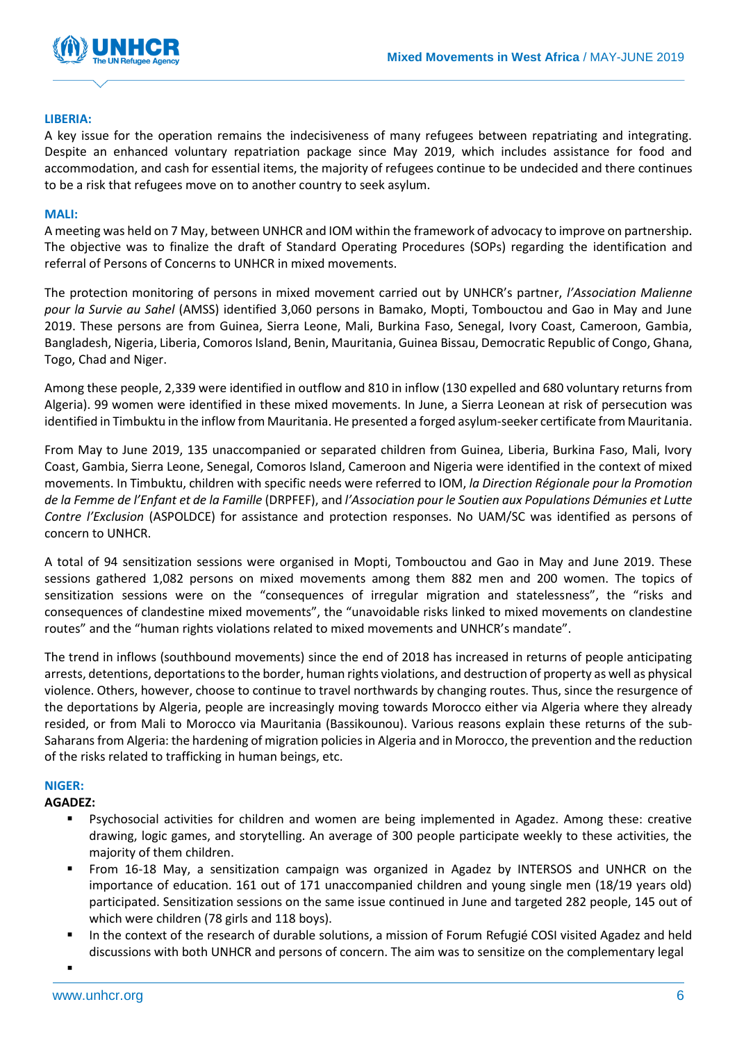**LIBERIA:**

A key issue for the operation remains the indecisiveness of many refugees between repatriating and integrating. Despite an enhanced voluntary repatriation package since May 2019, which includes assistance for food and accommodation, and cash for essential items, the majority of refugees continue to be undecided and there continues to be a risk that refugees move on to another country to seek asylum.

**MALI:**

A meeting was held on 7 May, between UNHCR and IOM within the framework of advocacy to improve on partnership. The objective was to finalize the draft of Standard Operating Procedures (SOPs) regarding the identification and referral of Persons of Concerns to UNHCR in mixed movements.

The protection monitoring of persons in mixed movement carried out by UNHCR's partner, *l'Association Malienne pour la Survie au Sahel* (AMSS) identified 3,060 persons in Bamako, Mopti, Tombouctou and Gao in May and June 2019. These persons are from Guinea, Sierra Leone, Mali, Burkina Faso, Senegal, Ivory Coast, Cameroon, Gambia, Bangladesh, Nigeria, Liberia, Comoros Island, Benin, Mauritania, Guinea Bissau, Democratic Republic of Congo, Ghana, Togo, Chad and Niger.

Among these people, 2,339 were identified in outflow and 810 in inflow (130 expelled and 680 voluntary returns from Algeria). 99 women were identified in these mixed movements. In June, a Sierra Leonean at risk of persecution was identified in Timbuktu in the inflow from Mauritania. He presented a forged asylum-seeker certificate from Mauritania.

From May to June 2019, 135 unaccompanied or separated children from Guinea, Liberia, Burkina Faso, Mali, Ivory Coast, Gambia, Sierra Leone, Senegal, Comoros Island, Cameroon and Nigeria were identified in the context of mixed movements. In Timbuktu, children with specific needs were referred to IOM, *la Direction Régionale pour la Promotion de la Femme de l'Enfant et de la Famille* (DRPFEF), and *l'Association pour le Soutien aux Populations Démunies et Lutte Contre l'Exclusion* (ASPOLDCE) for assistance and protection responses. No UAM/SC was identified as persons of concern to UNHCR.

A total of 94 sensitization sessions were organised in Mopti, Tombouctou and Gao in May and June 2019. These sessions gathered 1,082 persons on mixed movements among them 882 men and 200 women. The topics of sensitization sessions were on the "consequences of irregular migration and statelessness", the "risks and consequences of clandestine mixed movements", the "unavoidable risks linked to mixed movements on clandestine routes" and the "human rights violations related to mixed movements and UNHCR's mandate".

The trend in inflows (southbound movements) since the end of 2018 has increased in returns of people anticipating arrests, detentions, deportations to the border, human rights violations, and destruction of property as well as physical violence. Others, however, choose to continue to travel northwards by changing routes. Thus, since the resurgence of the deportations by Algeria, people are increasingly moving towards Morocco either via Algeria where they already resided, or from Mali to Morocco via Mauritania (Bassikounou). Various reasons explain these returns of the sub-Saharans from Algeria: the hardening of migration policies in Algeria and in Morocco, the prevention and the reduction of the risks related to trafficking in human beings, etc.

**NIGER:**

**AGADEZ:**

- Psychosocial activities for children and women are being implemented in Agadez. Among these: creative drawing, logic games, and storytelling. An average of 300 people participate weekly to these activities, the majority of them children.
- From 16-18 May, a sensitization campaign was organized in Agadez by INTERSOS and UNHCR on the importance of education. 161 out of 171 unaccompanied children and young single men (18/19 years old) participated. Sensitization sessions on the same issue continued in June and targeted 282 people, 145 out of which were children (78 girls and 118 boys).
- In the context of the research of durable solutions, a mission of Forum Refugié COSI visited Agadez and held discussions with both UNHCR and persons of concern. The aim was to sensitize on the complementary legal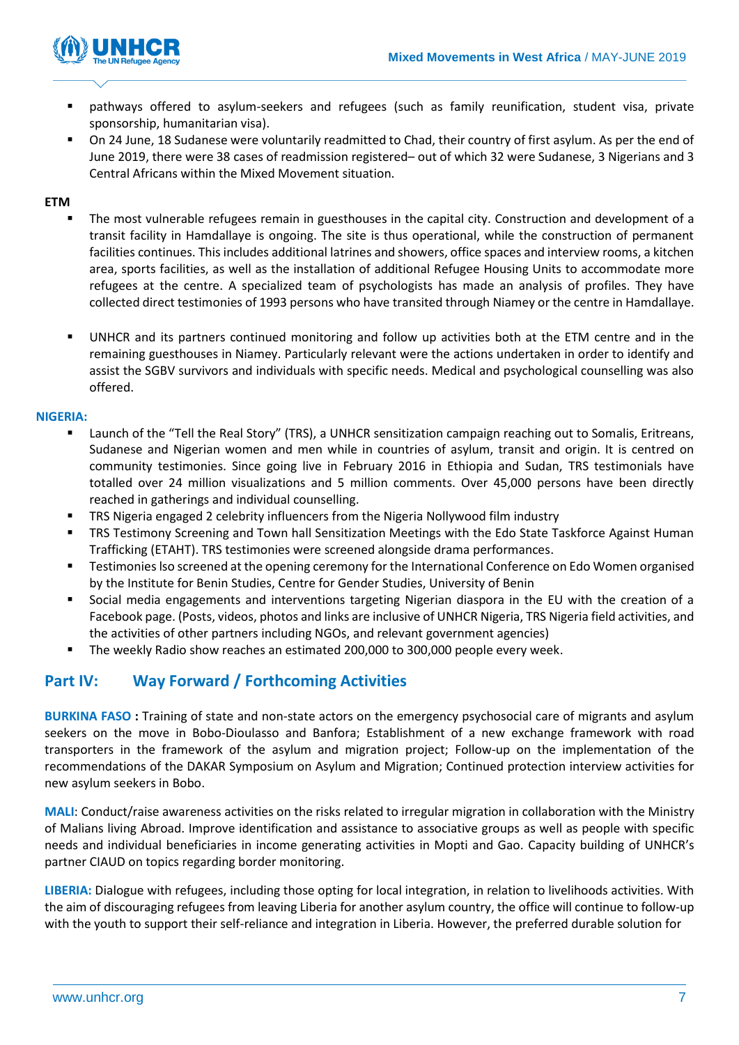- pathways offered to asylum-seekers and refugees (such as family reunification, student visa, private sponsorship, humanitarian visa).
- On 24 June, 18 Sudanese were voluntarily readmitted to Chad, their country of first asylum. As per the end of June 2019, there were 38 cases of readmission registered– out of which 32 were Sudanese, 3 Nigerians and 3 Central Africans within the Mixed Movement situation.

**ETM**

- The most vulnerable refugees remain in guesthouses in the capital city. Construction and development of a transit facility in Hamdallaye is ongoing. The site is thus operational, while the construction of permanent facilities continues. This includes additional latrines and showers, office spaces and interview rooms, a kitchen area, sports facilities, as well as the installation of additional Refugee Housing Units to accommodate more refugees at the centre. A specialized team of psychologists has made an analysis of profiles. They have collected direct testimonies of 1993 persons who have transited through Niamey or the centre in Hamdallaye.

- UNHCR and its partners continued monitoring and follow up activities both at the ETM centre and in the remaining guesthouses in Niamey. Particularly relevant were the actions undertaken in order to identify and assist the SGBV survivors and individuals with specific needs. Medical and psychological counselling was also offered.

**NIGERIA:**

- Launch of the "Tell the Real Story" (TRS), a UNHCR sensitization campaign reaching out to Somalis, Eritreans, Sudanese and Nigerian women and men while in countries of asylum, transit and origin. It is centred on community testimonies. Since going live in February 2016 in Ethiopia and Sudan, TRS testimonials have totalled over 24 million visualizations and 5 million comments. Over 45,000 persons have been directly reached in gatherings and individual counselling.
- TRS Nigeria engaged 2 celebrity influencers from the Nigeria Nollywood film industry
- TRS Testimony Screening and Town hall Sensitization Meetings with the Edo State Taskforce Against Human Trafficking (ETAHT). TRS testimonies were screened alongside drama performances.
- Testimonies lso screened at the opening ceremony for the International Conference on Edo Women organised by the Institute for Benin Studies, Centre for Gender Studies, University of Benin
- Social media engagements and interventions targeting Nigerian diaspora in the EU with the creation of a Facebook page. (Posts, videos, photos and links are inclusive of UNHCR Nigeria, TRS Nigeria field activities, and the activities of other partners including NGOs, and relevant government agencies)
- The weekly Radio show reaches an estimated 200,000 to 300,000 people every week.

## Part IV: Way Forward / Forthcoming Activities

**BURKINA FASO :** Training of state and non-state actors on the emergency psychosocial care of migrants and asylum seekers on the move in Bobo-Dioulasso and Banfora; Establishment of a new exchange framework with road transporters in the framework of the asylum and migration project; Follow-up on the implementation of the recommendations of the DAKAR Symposium on Asylum and Migration; Continued protection interview activities for new asylum seekers in Bobo.

**MALI**: Conduct/raise awareness activities on the risks related to irregular migration in collaboration with the Ministry of Malians living Abroad. Improve identification and assistance to associative groups as well as people with specific needs and individual beneficiaries in income generating activities in Mopti and Gao. Capacity building of UNHCR's partner CIAUD on topics regarding border monitoring.

**LIBERIA:** Dialogue with refugees, including those opting for local integration, in relation to livelihoods activities. With the aim of discouraging refugees from leaving Liberia for another asylum country, the office will continue to follow-up with the youth to support their self-reliance and integration in Liberia. However, the preferred durable solution for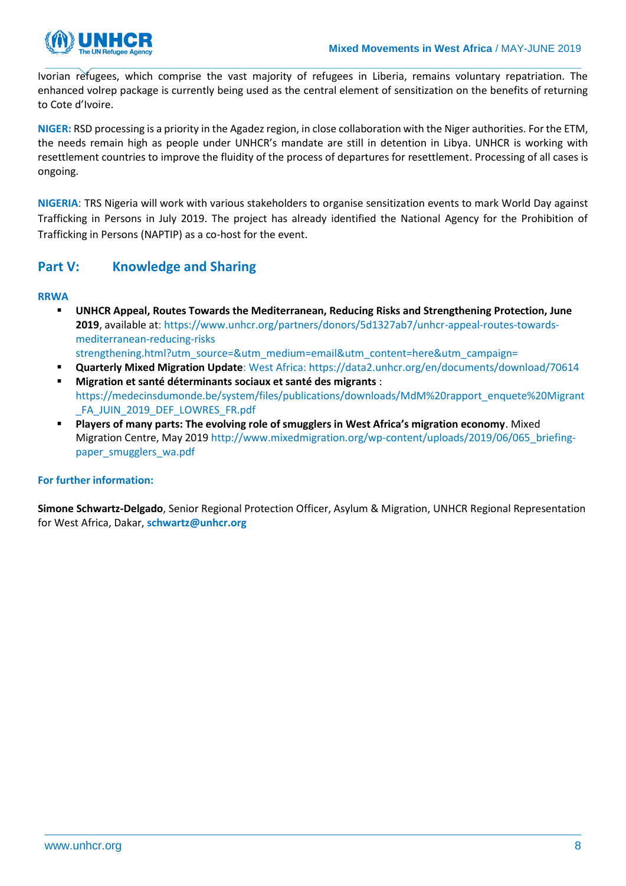Ivorian refugees, which comprise the vast majority of refugees in Liberia, remains voluntary repatriation. The enhanced volrep package is currently being used as the central element of sensitization on the benefits of returning to Cote d'Ivoire.

**NIGER:** RSD processing is a priority in the Agadez region, in close collaboration with the Niger authorities. For the ETM, the needs remain high as people under UNHCR's mandate are still in detention in Libya. UNHCR is working with resettlement countries to improve the fluidity of the process of departures for resettlement. Processing of all cases is ongoing.

**NIGERIA**: TRS Nigeria will work with various stakeholders to organise sensitization events to mark World Day against Trafficking in Persons in July 2019. The project has already identified the National Agency for the Prohibition of Trafficking in Persons (NAPTIP) as a co-host for the event.

## Part V: Knowledge and Sharing

**RRWA**

- **UNHCR Appeal, Routes Towards the Mediterranean, Reducing Risks and Strengthening Protection, June 2019**, available at: https://www.unhcr.org/partners/donors/5d1327ab7/unhcr-appeal-routes-towards-mediterranean-reducing-risks strengthening.html?utm_source=&utm_medium=email&utm_content=here&utm_campaign=
- **Quarterly Mixed Migration Update**: West Africa: https://data2.unhcr.org/en/documents/download/70614
- **Migration et santé déterminants sociaux et santé des migrants** : https://medecinsdumonde.be/system/files/publications/downloads/MdM%20rapport_enquete%20Migrant_FA_JUIN_2019_DEF_LOWRES_FR.pdf
- **Players of many parts: The evolving role of smugglers in West Africa's migration economy**. Mixed Migration Centre, May 2019 http://www.mixedmigration.org/wp-content/uploads/2019/06/065_briefing-paper_smugglers_wa.pdf

**For further information:**

**Simone Schwartz-Delgado**, Senior Regional Protection Officer, Asylum & Migration, UNHCR Regional Representation for West Africa, Dakar, **schwartz@unhcr.org**